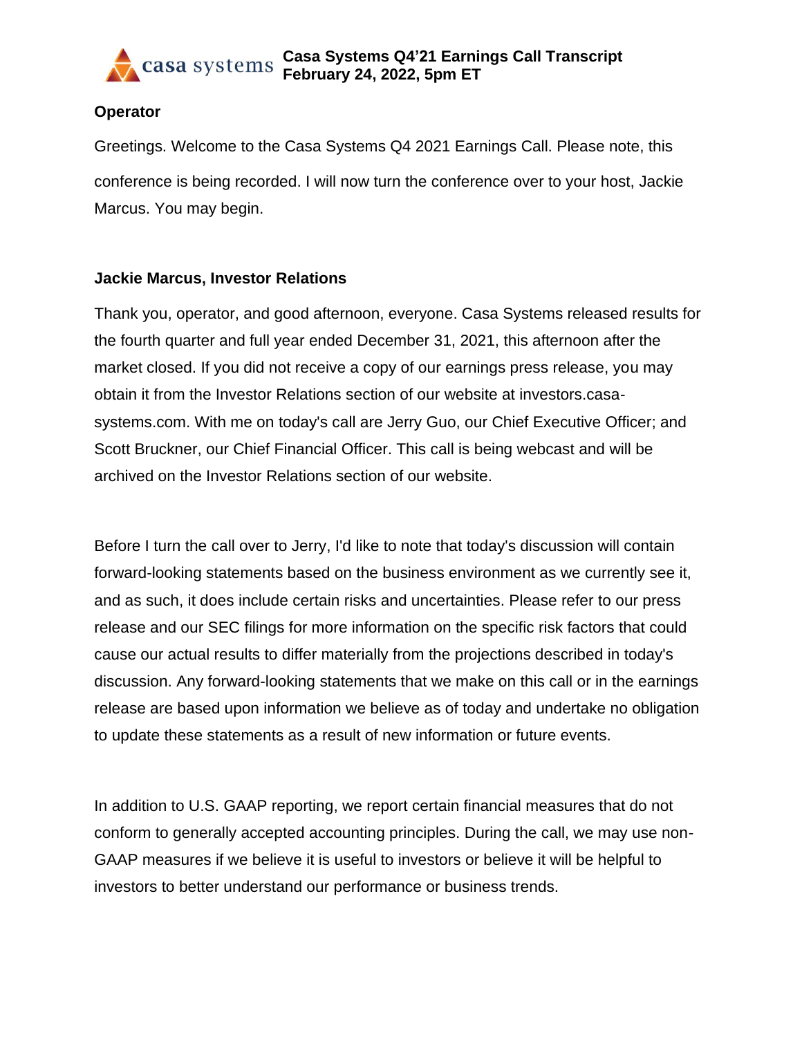# Casa Systems Q4'21 Earnings Call Transcript
**February 24, 2022, 5pm ET**

**Operator**

Greetings. Welcome to the Casa Systems Q4 2021 Earnings Call. Please note, this conference is being recorded. I will now turn the conference over to your host, Jackie Marcus. You may begin.

**Jackie Marcus, Investor Relations**

Thank you, operator, and good afternoon, everyone. Casa Systems released results for the fourth quarter and full year ended December 31, 2021, this afternoon after the market closed. If you did not receive a copy of our earnings press release, you may obtain it from the Investor Relations section of our website at investors.casa-systems.com. With me on today's call are Jerry Guo, our Chief Executive Officer; and Scott Bruckner, our Chief Financial Officer. This call is being webcast and will be archived on the Investor Relations section of our website.

Before I turn the call over to Jerry, I'd like to note that today's discussion will contain forward-looking statements based on the business environment as we currently see it, and as such, it does include certain risks and uncertainties. Please refer to our press release and our SEC filings for more information on the specific risk factors that could cause our actual results to differ materially from the projections described in today's discussion. Any forward-looking statements that we make on this call or in the earnings release are based upon information we believe as of today and undertake no obligation to update these statements as a result of new information or future events.

In addition to U.S. GAAP reporting, we report certain financial measures that do not conform to generally accepted accounting principles. During the call, we may use non-GAAP measures if we believe it is useful to investors or believe it will be helpful to investors to better understand our performance or business trends.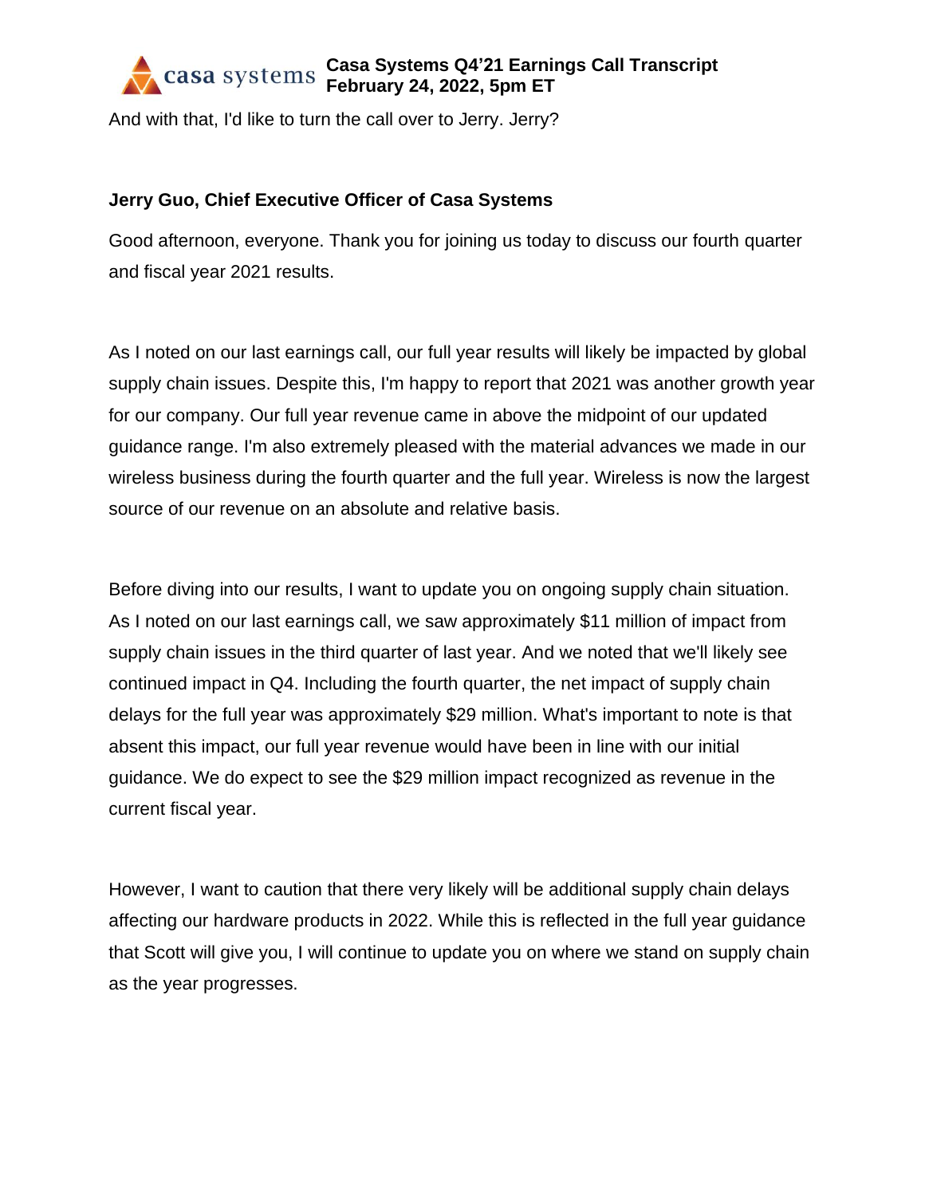And with that, I'd like to turn the call over to Jerry. Jerry?

**Jerry Guo, Chief Executive Officer of Casa Systems**

Good afternoon, everyone. Thank you for joining us today to discuss our fourth quarter and fiscal year 2021 results.

As I noted on our last earnings call, our full year results will likely be impacted by global supply chain issues. Despite this, I'm happy to report that 2021 was another growth year for our company. Our full year revenue came in above the midpoint of our updated guidance range. I'm also extremely pleased with the material advances we made in our wireless business during the fourth quarter and the full year. Wireless is now the largest source of our revenue on an absolute and relative basis.

Before diving into our results, I want to update you on ongoing supply chain situation. As I noted on our last earnings call, we saw approximately $11 million of impact from supply chain issues in the third quarter of last year. And we noted that we'll likely see continued impact in Q4. Including the fourth quarter, the net impact of supply chain delays for the full year was approximately $29 million. What's important to note is that absent this impact, our full year revenue would have been in line with our initial guidance. We do expect to see the $29 million impact recognized as revenue in the current fiscal year.

However, I want to caution that there very likely will be additional supply chain delays affecting our hardware products in 2022. While this is reflected in the full year guidance that Scott will give you, I will continue to update you on where we stand on supply chain as the year progresses.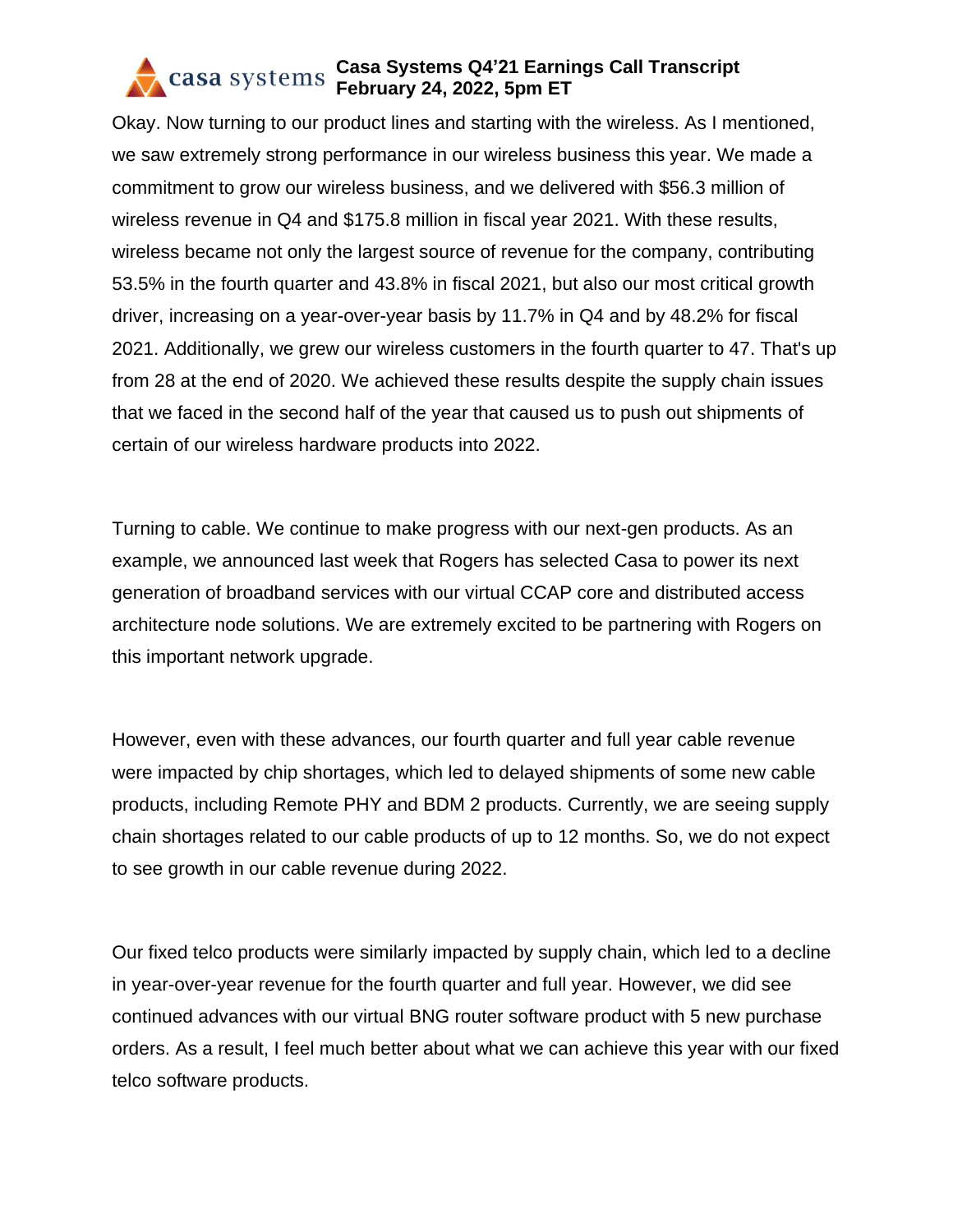Okay. Now turning to our product lines and starting with the wireless. As I mentioned, we saw extremely strong performance in our wireless business this year. We made a commitment to grow our wireless business, and we delivered with $56.3 million of wireless revenue in Q4 and $175.8 million in fiscal year 2021. With these results, wireless became not only the largest source of revenue for the company, contributing 53.5% in the fourth quarter and 43.8% in fiscal 2021, but also our most critical growth driver, increasing on a year-over-year basis by 11.7% in Q4 and by 48.2% for fiscal 2021. Additionally, we grew our wireless customers in the fourth quarter to 47. That's up from 28 at the end of 2020. We achieved these results despite the supply chain issues that we faced in the second half of the year that caused us to push out shipments of certain of our wireless hardware products into 2022.

Turning to cable. We continue to make progress with our next-gen products. As an example, we announced last week that Rogers has selected Casa to power its next generation of broadband services with our virtual CCAP core and distributed access architecture node solutions. We are extremely excited to be partnering with Rogers on this important network upgrade.

However, even with these advances, our fourth quarter and full year cable revenue were impacted by chip shortages, which led to delayed shipments of some new cable products, including Remote PHY and BDM 2 products. Currently, we are seeing supply chain shortages related to our cable products of up to 12 months. So, we do not expect to see growth in our cable revenue during 2022.

Our fixed telco products were similarly impacted by supply chain, which led to a decline in year-over-year revenue for the fourth quarter and full year. However, we did see continued advances with our virtual BNG router software product with 5 new purchase orders. As a result, I feel much better about what we can achieve this year with our fixed telco software products.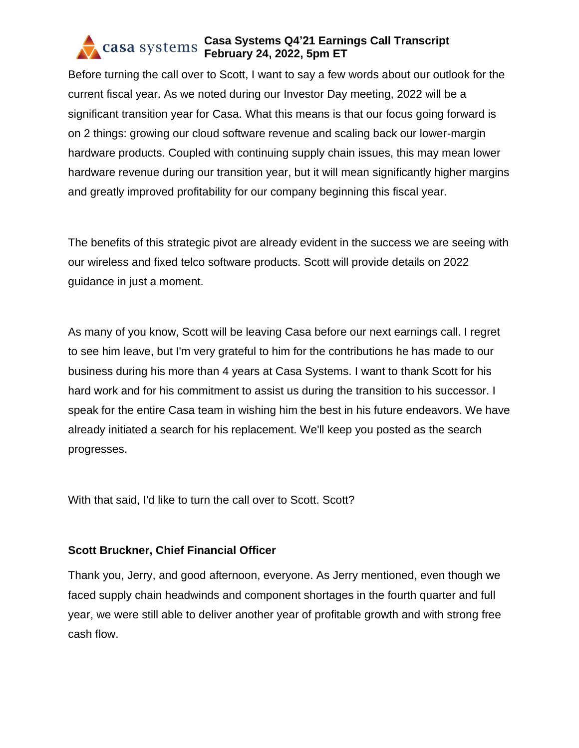Before turning the call over to Scott, I want to say a few words about our outlook for the current fiscal year. As we noted during our Investor Day meeting, 2022 will be a significant transition year for Casa. What this means is that our focus going forward is on 2 things: growing our cloud software revenue and scaling back our lower-margin hardware products. Coupled with continuing supply chain issues, this may mean lower hardware revenue during our transition year, but it will mean significantly higher margins and greatly improved profitability for our company beginning this fiscal year.

The benefits of this strategic pivot are already evident in the success we are seeing with our wireless and fixed telco software products. Scott will provide details on 2022 guidance in just a moment.

As many of you know, Scott will be leaving Casa before our next earnings call. I regret to see him leave, but I'm very grateful to him for the contributions he has made to our business during his more than 4 years at Casa Systems. I want to thank Scott for his hard work and for his commitment to assist us during the transition to his successor. I speak for the entire Casa team in wishing him the best in his future endeavors. We have already initiated a search for his replacement. We'll keep you posted as the search progresses.

With that said, I'd like to turn the call over to Scott. Scott?

**Scott Bruckner, Chief Financial Officer**

Thank you, Jerry, and good afternoon, everyone. As Jerry mentioned, even though we faced supply chain headwinds and component shortages in the fourth quarter and full year, we were still able to deliver another year of profitable growth and with strong free cash flow.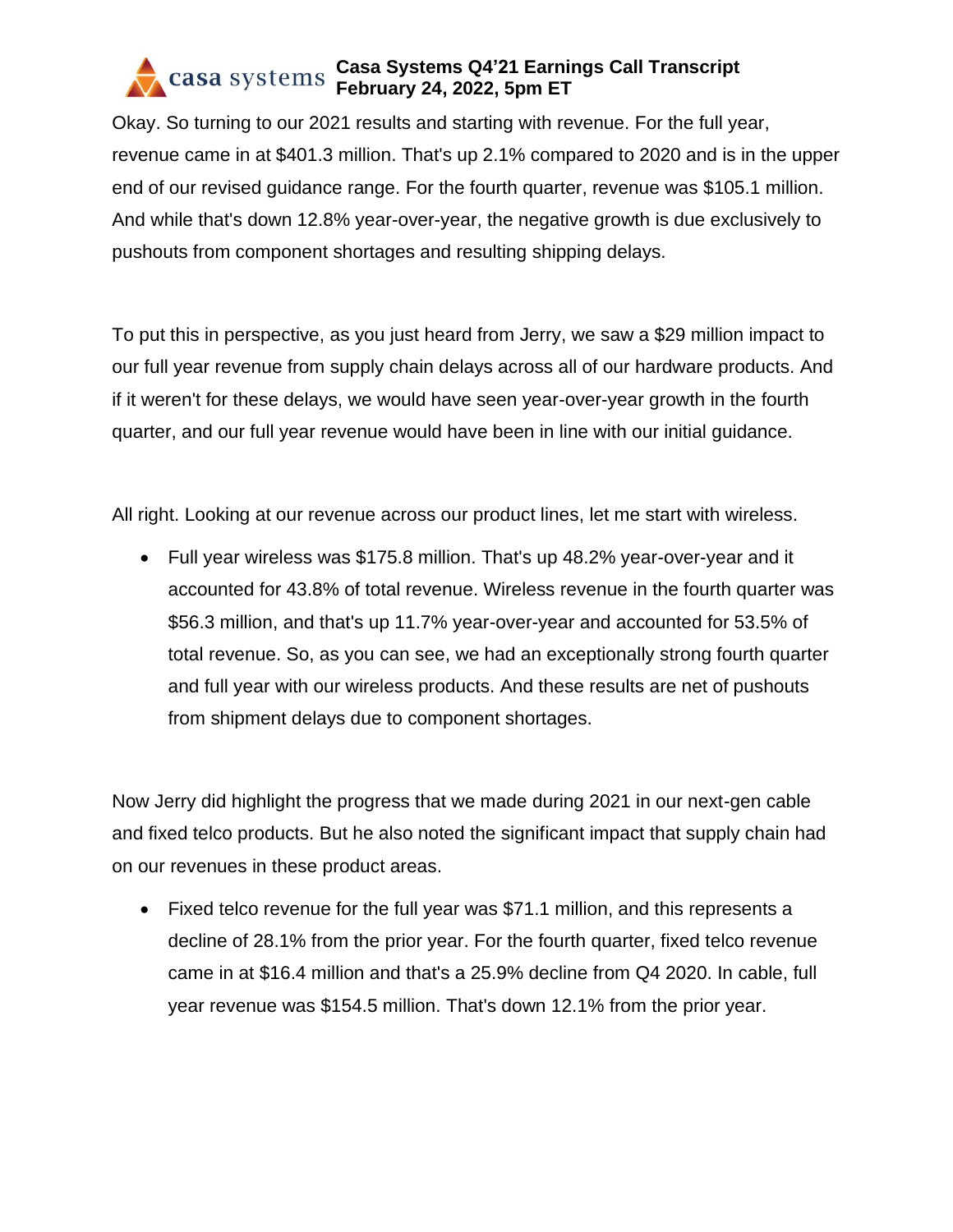Okay. So turning to our 2021 results and starting with revenue. For the full year, revenue came in at $401.3 million. That's up 2.1% compared to 2020 and is in the upper end of our revised guidance range. For the fourth quarter, revenue was $105.1 million. And while that's down 12.8% year-over-year, the negative growth is due exclusively to pushouts from component shortages and resulting shipping delays.

To put this in perspective, as you just heard from Jerry, we saw a $29 million impact to our full year revenue from supply chain delays across all of our hardware products. And if it weren't for these delays, we would have seen year-over-year growth in the fourth quarter, and our full year revenue would have been in line with our initial guidance.

All right. Looking at our revenue across our product lines, let me start with wireless.

- Full year wireless was $175.8 million. That's up 48.2% year-over-year and it accounted for 43.8% of total revenue. Wireless revenue in the fourth quarter was $56.3 million, and that's up 11.7% year-over-year and accounted for 53.5% of total revenue. So, as you can see, we had an exceptionally strong fourth quarter and full year with our wireless products. And these results are net of pushouts from shipment delays due to component shortages.

Now Jerry did highlight the progress that we made during 2021 in our next-gen cable and fixed telco products. But he also noted the significant impact that supply chain had on our revenues in these product areas.

- Fixed telco revenue for the full year was $71.1 million, and this represents a decline of 28.1% from the prior year. For the fourth quarter, fixed telco revenue came in at $16.4 million and that's a 25.9% decline from Q4 2020. In cable, full year revenue was $154.5 million. That's down 12.1% from the prior year.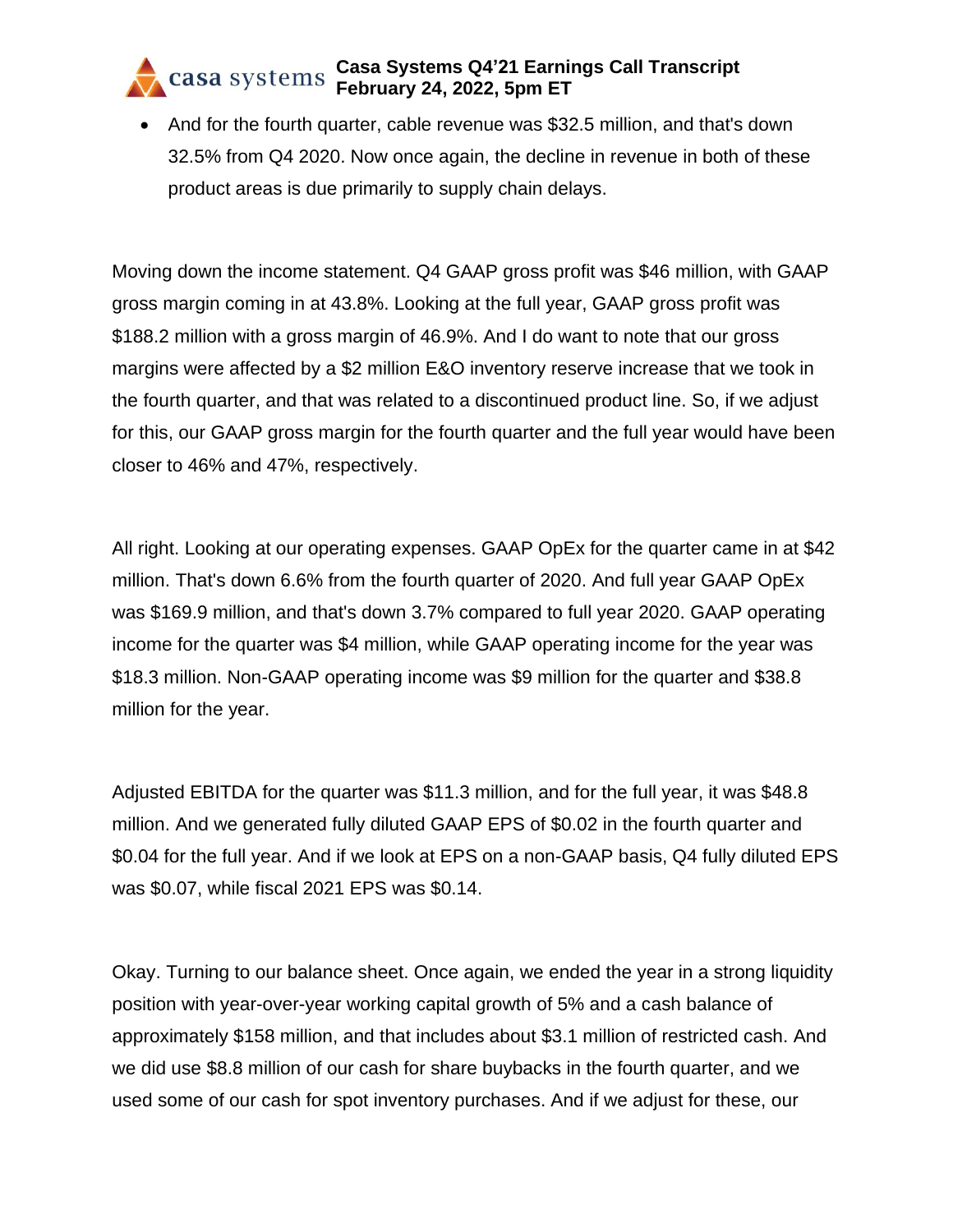- And for the fourth quarter, cable revenue was $32.5 million, and that's down 32.5% from Q4 2020. Now once again, the decline in revenue in both of these product areas is due primarily to supply chain delays.

Moving down the income statement. Q4 GAAP gross profit was $46 million, with GAAP gross margin coming in at 43.8%. Looking at the full year, GAAP gross profit was $188.2 million with a gross margin of 46.9%. And I do want to note that our gross margins were affected by a $2 million E&O inventory reserve increase that we took in the fourth quarter, and that was related to a discontinued product line. So, if we adjust for this, our GAAP gross margin for the fourth quarter and the full year would have been closer to 46% and 47%, respectively.

All right. Looking at our operating expenses. GAAP OpEx for the quarter came in at $42 million. That's down 6.6% from the fourth quarter of 2020. And full year GAAP OpEx was $169.9 million, and that's down 3.7% compared to full year 2020. GAAP operating income for the quarter was $4 million, while GAAP operating income for the year was $18.3 million. Non-GAAP operating income was $9 million for the quarter and $38.8 million for the year.

Adjusted EBITDA for the quarter was $11.3 million, and for the full year, it was $48.8 million. And we generated fully diluted GAAP EPS of $0.02 in the fourth quarter and $0.04 for the full year. And if we look at EPS on a non-GAAP basis, Q4 fully diluted EPS was $0.07, while fiscal 2021 EPS was $0.14.

Okay. Turning to our balance sheet. Once again, we ended the year in a strong liquidity position with year-over-year working capital growth of 5% and a cash balance of approximately $158 million, and that includes about $3.1 million of restricted cash. And we did use $8.8 million of our cash for share buybacks in the fourth quarter, and we used some of our cash for spot inventory purchases. And if we adjust for these, our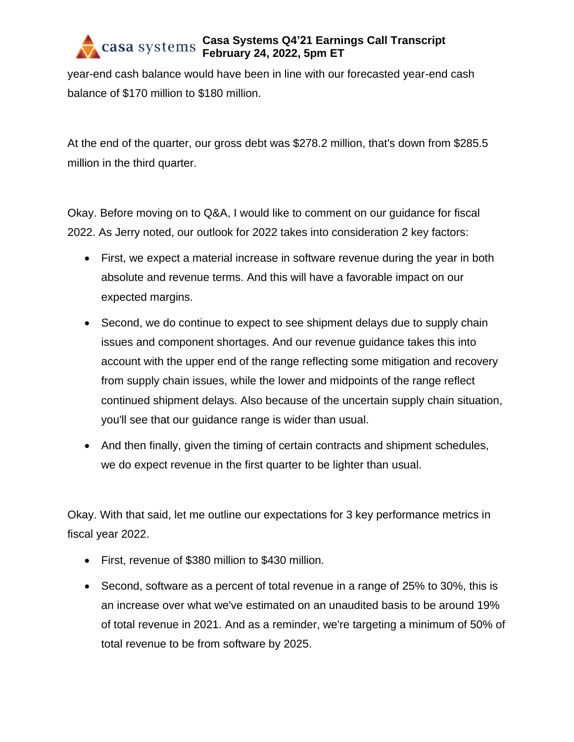year-end cash balance would have been in line with our forecasted year-end cash balance of $170 million to $180 million.

At the end of the quarter, our gross debt was $278.2 million, that's down from $285.5 million in the third quarter.

Okay. Before moving on to Q&A, I would like to comment on our guidance for fiscal 2022. As Jerry noted, our outlook for 2022 takes into consideration 2 key factors:

- First, we expect a material increase in software revenue during the year in both absolute and revenue terms. And this will have a favorable impact on our expected margins.
- Second, we do continue to expect to see shipment delays due to supply chain issues and component shortages. And our revenue guidance takes this into account with the upper end of the range reflecting some mitigation and recovery from supply chain issues, while the lower and midpoints of the range reflect continued shipment delays. Also because of the uncertain supply chain situation, you'll see that our guidance range is wider than usual.
- And then finally, given the timing of certain contracts and shipment schedules, we do expect revenue in the first quarter to be lighter than usual.

Okay. With that said, let me outline our expectations for 3 key performance metrics in fiscal year 2022.

- First, revenue of $380 million to $430 million.
- Second, software as a percent of total revenue in a range of 25% to 30%, this is an increase over what we've estimated on an unaudited basis to be around 19% of total revenue in 2021. And as a reminder, we're targeting a minimum of 50% of total revenue to be from software by 2025.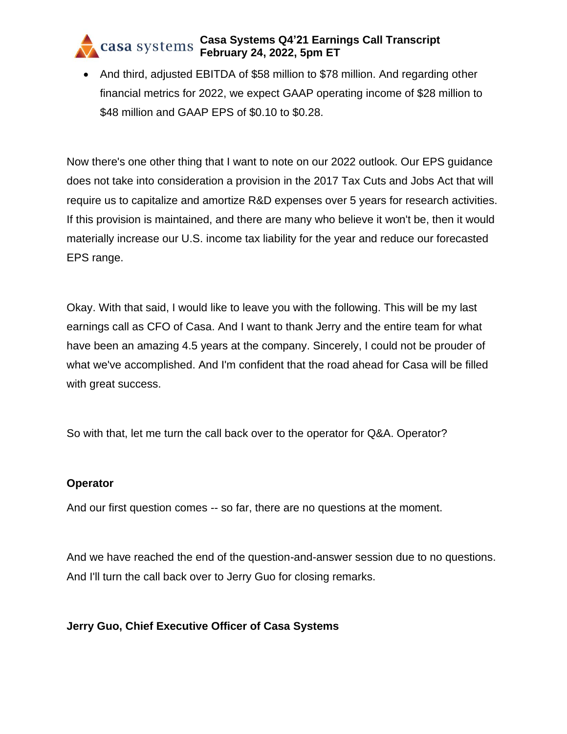- And third, adjusted EBITDA of $58 million to $78 million. And regarding other financial metrics for 2022, we expect GAAP operating income of $28 million to $48 million and GAAP EPS of $0.10 to $0.28.

Now there's one other thing that I want to note on our 2022 outlook. Our EPS guidance does not take into consideration a provision in the 2017 Tax Cuts and Jobs Act that will require us to capitalize and amortize R&D expenses over 5 years for research activities. If this provision is maintained, and there are many who believe it won't be, then it would materially increase our U.S. income tax liability for the year and reduce our forecasted EPS range.

Okay. With that said, I would like to leave you with the following. This will be my last earnings call as CFO of Casa. And I want to thank Jerry and the entire team for what have been an amazing 4.5 years at the company. Sincerely, I could not be prouder of what we've accomplished. And I'm confident that the road ahead for Casa will be filled with great success.

So with that, let me turn the call back over to the operator for Q&A. Operator?

**Operator**

And our first question comes -- so far, there are no questions at the moment.

And we have reached the end of the question-and-answer session due to no questions. And I'll turn the call back over to Jerry Guo for closing remarks.

**Jerry Guo, Chief Executive Officer of Casa Systems**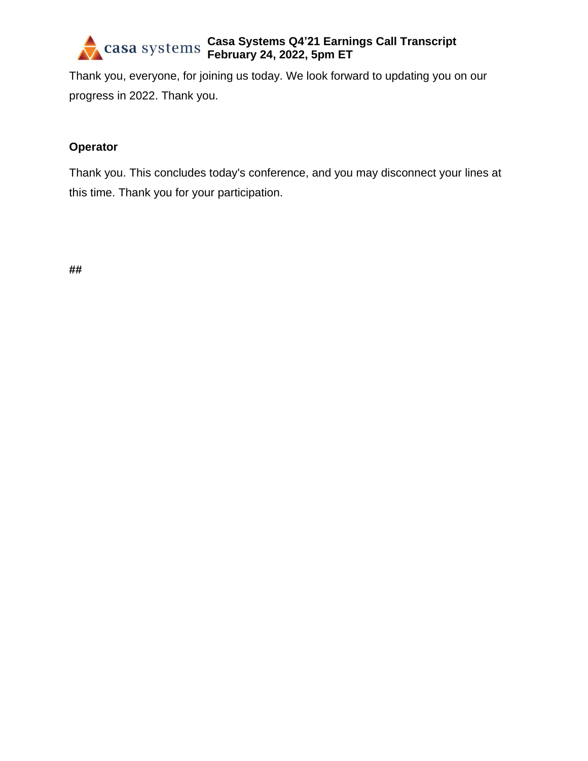Thank you, everyone, for joining us today. We look forward to updating you on our progress in 2022. Thank you.

**Operator**

Thank you. This concludes today's conference, and you may disconnect your lines at this time. Thank you for your participation.

##